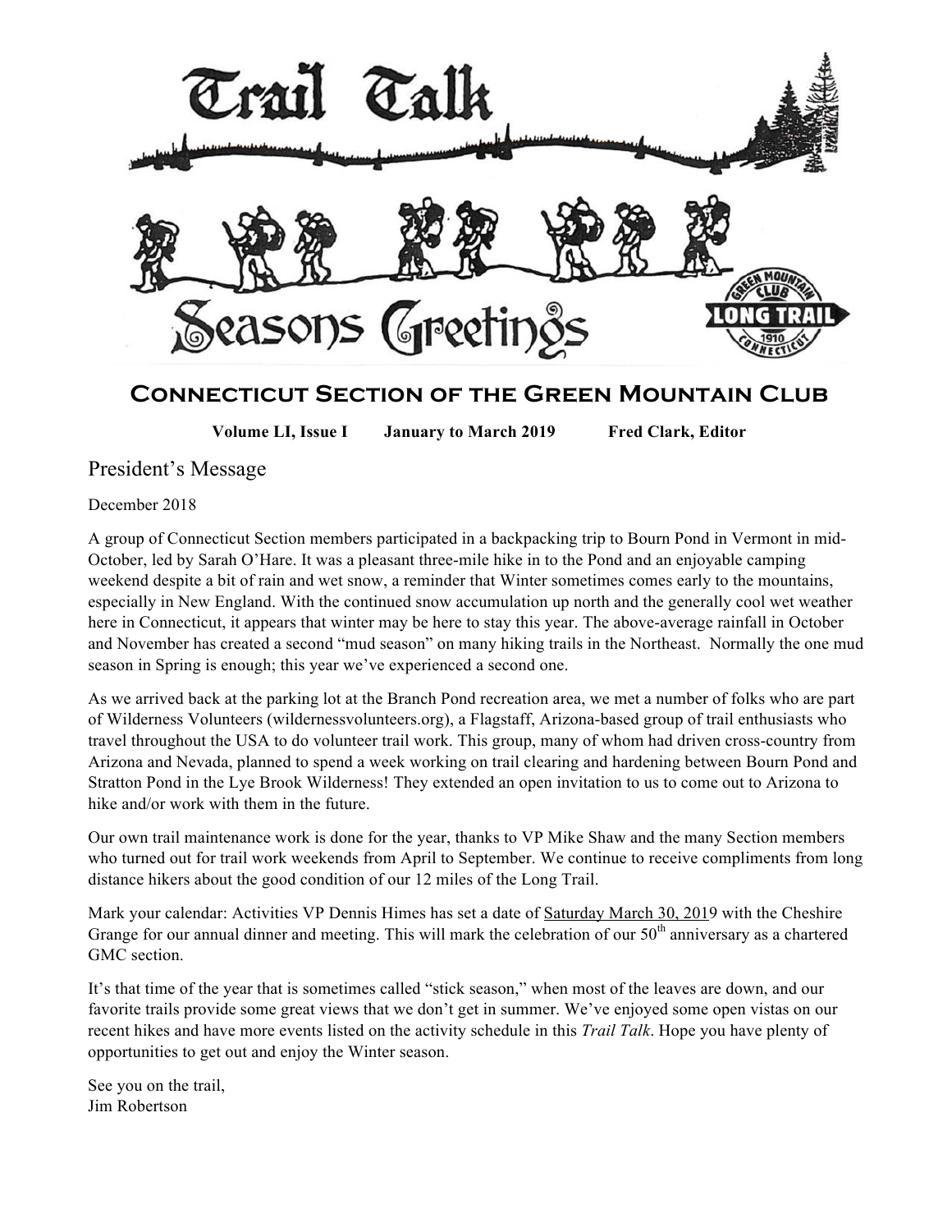# Trail Talk

Seasons Greetings

## Connecticut Section of the Green Mountain Club

**Volume LI, Issue I January to March 2019 Fred Clark, Editor**

## President's Message

December 2018

A group of Connecticut Section members participated in a backpacking trip to Bourn Pond in Vermont in mid-October, led by Sarah O'Hare. It was a pleasant three-mile hike in to the Pond and an enjoyable camping weekend despite a bit of rain and wet snow, a reminder that Winter sometimes comes early to the mountains, especially in New England. With the continued snow accumulation up north and the generally cool wet weather here in Connecticut, it appears that winter may be here to stay this year. The above-average rainfall in October and November has created a second "mud season" on many hiking trails in the Northeast. Normally the one mud season in Spring is enough; this year we've experienced a second one.

As we arrived back at the parking lot at the Branch Pond recreation area, we met a number of folks who are part of Wilderness Volunteers (wildernessvolunteers.org), a Flagstaff, Arizona-based group of trail enthusiasts who travel throughout the USA to do volunteer trail work. This group, many of whom had driven cross-country from Arizona and Nevada, planned to spend a week working on trail clearing and hardening between Bourn Pond and Stratton Pond in the Lye Brook Wilderness! They extended an open invitation to us to come out to Arizona to hike and/or work with them in the future.

Our own trail maintenance work is done for the year, thanks to VP Mike Shaw and the many Section members who turned out for trail work weekends from April to September. We continue to receive compliments from long distance hikers about the good condition of our 12 miles of the Long Trail.

Mark your calendar: Activities VP Dennis Himes has set a date of Saturday March 30, 2019 with the Cheshire Grange for our annual dinner and meeting. This will mark the celebration of our 50th anniversary as a chartered GMC section.

It's that time of the year that is sometimes called "stick season," when most of the leaves are down, and our favorite trails provide some great views that we don't get in summer. We've enjoyed some open vistas on our recent hikes and have more events listed on the activity schedule in this *Trail Talk*. Hope you have plenty of opportunities to get out and enjoy the Winter season.

See you on the trail,
Jim Robertson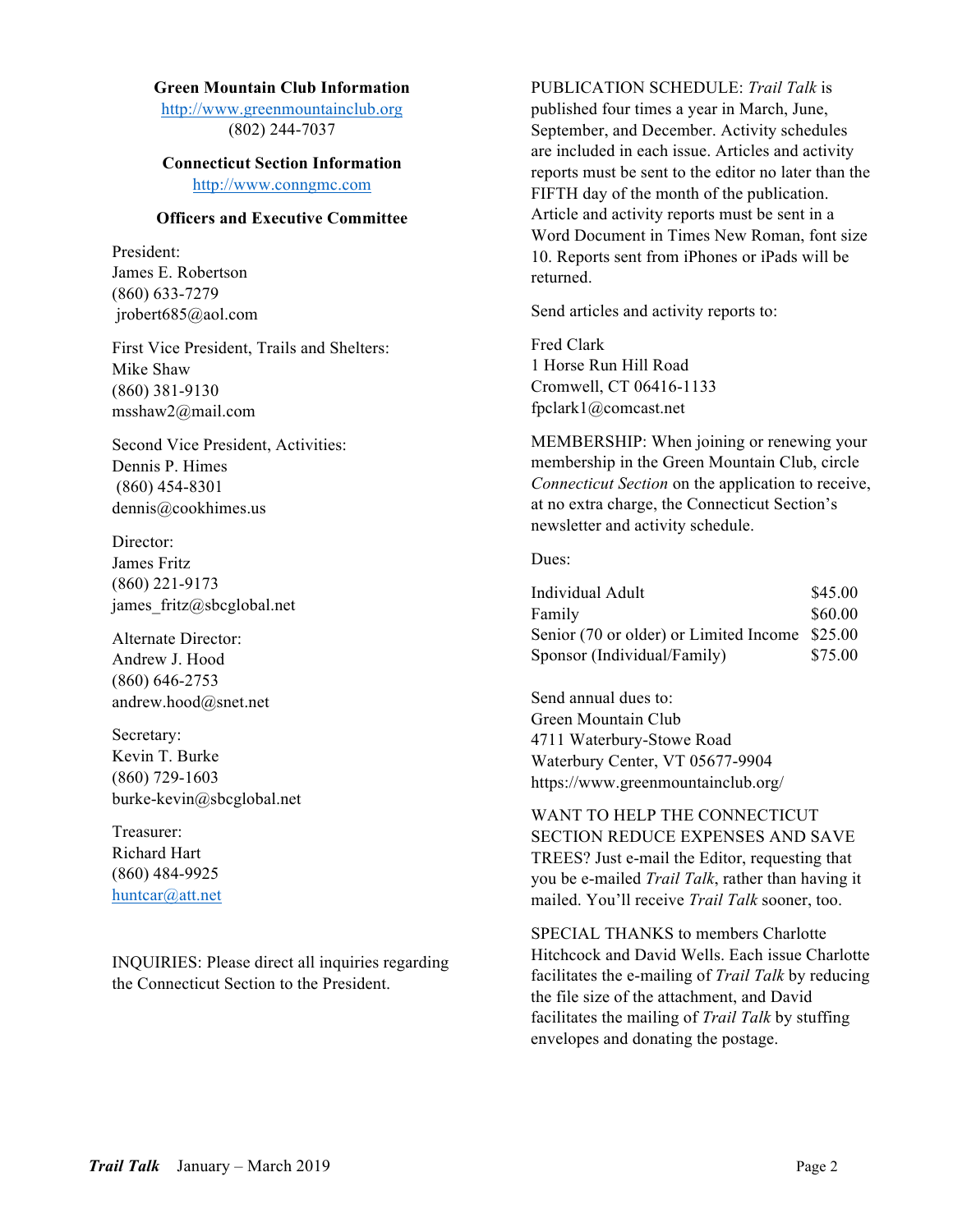**Green Mountain Club Information**

http://www.greenmountainclub.org
(802) 244-7037

**Connecticut Section Information**

http://www.conngmc.com

**Officers and Executive Committee**

President:
James E. Robertson
(860) 633-7279
jrobert685@aol.com

First Vice President, Trails and Shelters:
Mike Shaw
(860) 381-9130
msshaw2@mail.com

Second Vice President, Activities:
Dennis P. Himes
(860) 454-8301
dennis@cookhimes.us

Director:
James Fritz
(860) 221-9173
james_fritz@sbcglobal.net

Alternate Director:
Andrew J. Hood
(860) 646-2753
andrew.hood@snet.net

Secretary:
Kevin T. Burke
(860) 729-1603
burke-kevin@sbcglobal.net

Treasurer:
Richard Hart
(860) 484-9925
huntcar@att.net

INQUIRIES: Please direct all inquiries regarding the Connecticut Section to the President.

PUBLICATION SCHEDULE: *Trail Talk* is published four times a year in March, June, September, and December. Activity schedules are included in each issue. Articles and activity reports must be sent to the editor no later than the FIFTH day of the month of the publication. Article and activity reports must be sent in a Word Document in Times New Roman, font size 10. Reports sent from iPhones or iPads will be returned.

Send articles and activity reports to:

Fred Clark
1 Horse Run Hill Road
Cromwell, CT 06416-1133
fpclark1@comcast.net

MEMBERSHIP: When joining or renewing your membership in the Green Mountain Club, circle *Connecticut Section* on the application to receive, at no extra charge, the Connecticut Section's newsletter and activity schedule.

Dues:

| | |
|---|---|
| Individual Adult | $45.00 |
| Family | $60.00 |
| Senior (70 or older) or Limited Income | $25.00 |
| Sponsor (Individual/Family) | $75.00 |

Send annual dues to:
Green Mountain Club
4711 Waterbury-Stowe Road
Waterbury Center, VT 05677-9904
https://www.greenmountainclub.org/

WANT TO HELP THE CONNECTICUT SECTION REDUCE EXPENSES AND SAVE TREES? Just e-mail the Editor, requesting that you be e-mailed *Trail Talk*, rather than having it mailed. You'll receive *Trail Talk* sooner, too.

SPECIAL THANKS to members Charlotte Hitchcock and David Wells. Each issue Charlotte facilitates the e-mailing of *Trail Talk* by reducing the file size of the attachment, and David facilitates the mailing of *Trail Talk* by stuffing envelopes and donating the postage.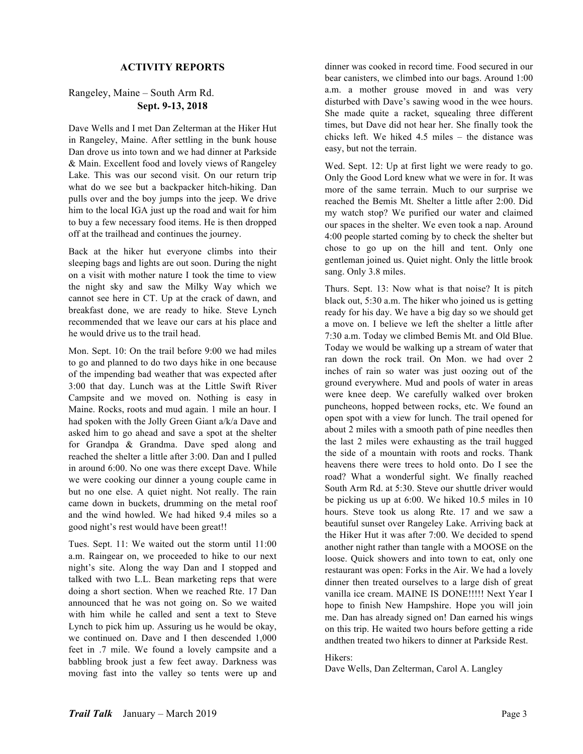## ACTIVITY REPORTS

Rangeley, Maine – South Arm Rd.
**Sept. 9-13, 2018**

Dave Wells and I met Dan Zelterman at the Hiker Hut in Rangeley, Maine. After settling in the bunk house Dan drove us into town and we had dinner at Parkside & Main. Excellent food and lovely views of Rangeley Lake. This was our second visit. On our return trip what do we see but a backpacker hitch-hiking. Dan pulls over and the boy jumps into the jeep. We drive him to the local IGA just up the road and wait for him to buy a few necessary food items. He is then dropped off at the trailhead and continues the journey.

Back at the hiker hut everyone climbs into their sleeping bags and lights are out soon. During the night on a visit with mother nature I took the time to view the night sky and saw the Milky Way which we cannot see here in CT. Up at the crack of dawn, and breakfast done, we are ready to hike. Steve Lynch recommended that we leave our cars at his place and he would drive us to the trail head.

Mon. Sept. 10: On the trail before 9:00 we had miles to go and planned to do two days hike in one because of the impending bad weather that was expected after 3:00 that day. Lunch was at the Little Swift River Campsite and we moved on. Nothing is easy in Maine. Rocks, roots and mud again. 1 mile an hour. I had spoken with the Jolly Green Giant a/k/a Dave and asked him to go ahead and save a spot at the shelter for Grandpa & Grandma. Dave sped along and reached the shelter a little after 3:00. Dan and I pulled in around 6:00. No one was there except Dave. While we were cooking our dinner a young couple came in but no one else. A quiet night. Not really. The rain came down in buckets, drumming on the metal roof and the wind howled. We had hiked 9.4 miles so a good night's rest would have been great!!

Tues. Sept. 11: We waited out the storm until 11:00 a.m. Raingear on, we proceeded to hike to our next night's site. Along the way Dan and I stopped and talked with two L.L. Bean marketing reps that were doing a short section. When we reached Rte. 17 Dan announced that he was not going on. So we waited with him while he called and sent a text to Steve Lynch to pick him up. Assuring us he would be okay, we continued on. Dave and I then descended 1,000 feet in .7 mile. We found a lovely campsite and a babbling brook just a few feet away. Darkness was moving fast into the valley so tents were up and dinner was cooked in record time. Food secured in our bear canisters, we climbed into our bags. Around 1:00 a.m. a mother grouse moved in and was very disturbed with Dave's sawing wood in the wee hours. She made quite a racket, squealing three different times, but Dave did not hear her. She finally took the chicks left. We hiked 4.5 miles – the distance was easy, but not the terrain.

Wed. Sept. 12: Up at first light we were ready to go. Only the Good Lord knew what we were in for. It was more of the same terrain. Much to our surprise we reached the Bemis Mt. Shelter a little after 2:00. Did my watch stop? We purified our water and claimed our spaces in the shelter. We even took a nap. Around 4:00 people started coming by to check the shelter but chose to go up on the hill and tent. Only one gentleman joined us. Quiet night. Only the little brook sang. Only 3.8 miles.

Thurs. Sept. 13: Now what is that noise? It is pitch black out, 5:30 a.m. The hiker who joined us is getting ready for his day. We have a big day so we should get a move on. I believe we left the shelter a little after 7:30 a.m. Today we climbed Bemis Mt. and Old Blue. Today we would be walking up a stream of water that ran down the rock trail. On Mon. we had over 2 inches of rain so water was just oozing out of the ground everywhere. Mud and pools of water in areas were knee deep. We carefully walked over broken puncheons, hopped between rocks, etc. We found an open spot with a view for lunch. The trail opened for about 2 miles with a smooth path of pine needles then the last 2 miles were exhausting as the trail hugged the side of a mountain with roots and rocks. Thank heavens there were trees to hold onto. Do I see the road? What a wonderful sight. We finally reached South Arm Rd. at 5:30. Steve our shuttle driver would be picking us up at 6:00. We hiked 10.5 miles in 10 hours. Steve took us along Rte. 17 and we saw a beautiful sunset over Rangeley Lake. Arriving back at the Hiker Hut it was after 7:00. We decided to spend another night rather than tangle with a MOOSE on the loose. Quick showers and into town to eat, only one restaurant was open: Forks in the Air. We had a lovely dinner then treated ourselves to a large dish of great vanilla ice cream. MAINE IS DONE!!!!! Next Year I hope to finish New Hampshire. Hope you will join me. Dan has already signed on! Dan earned his wings on this trip. He waited two hours before getting a ride andthen treated two hikers to dinner at Parkside Rest.

Hikers:
Dave Wells, Dan Zelterman, Carol A. Langley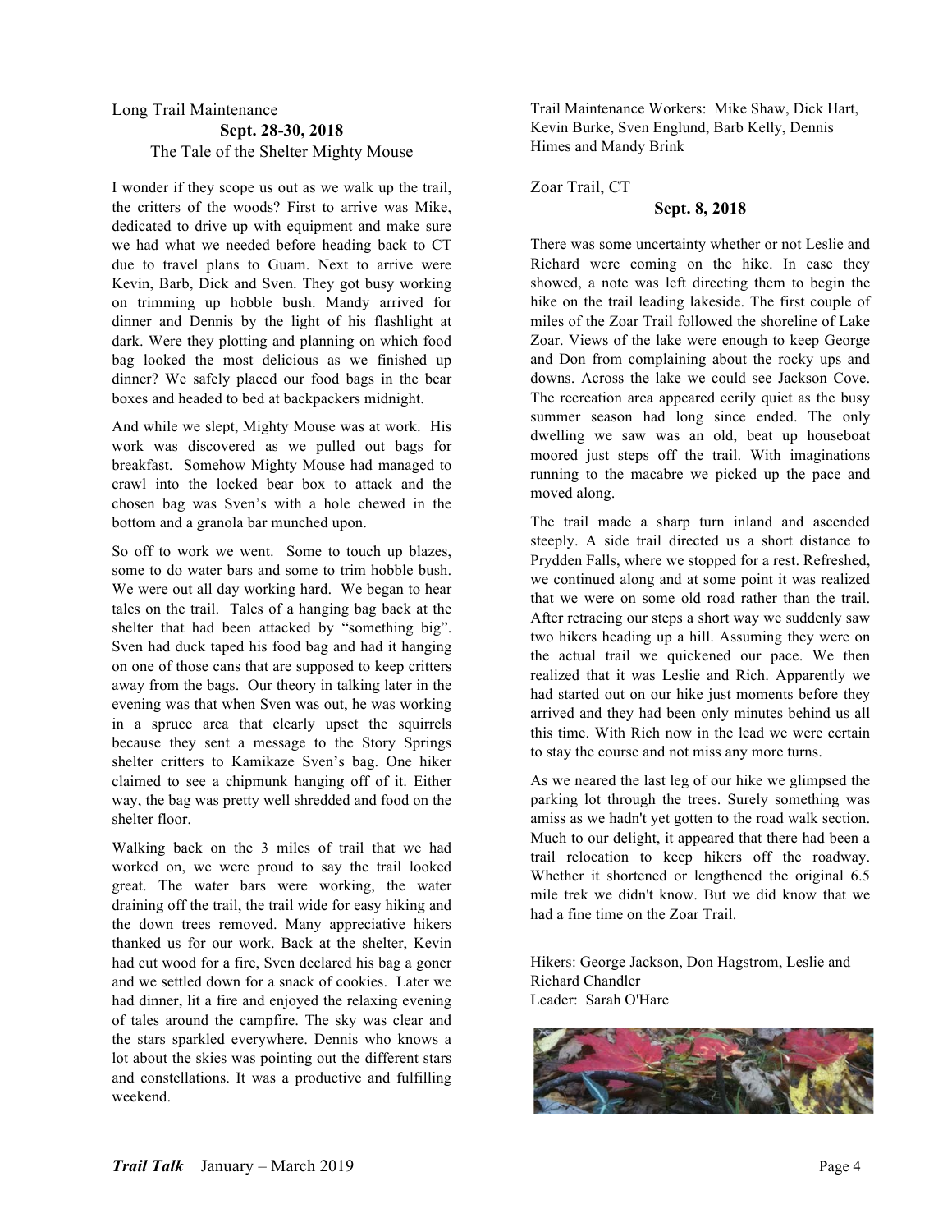## Long Trail Maintenance

**Sept. 28-30, 2018**

### The Tale of the Shelter Mighty Mouse

I wonder if they scope us out as we walk up the trail, the critters of the woods? First to arrive was Mike, dedicated to drive up with equipment and make sure we had what we needed before heading back to CT due to travel plans to Guam. Next to arrive were Kevin, Barb, Dick and Sven. They got busy working on trimming up hobble bush. Mandy arrived for dinner and Dennis by the light of his flashlight at dark. Were they plotting and planning on which food bag looked the most delicious as we finished up dinner? We safely placed our food bags in the bear boxes and headed to bed at backpackers midnight.

And while we slept, Mighty Mouse was at work. His work was discovered as we pulled out bags for breakfast. Somehow Mighty Mouse had managed to crawl into the locked bear box to attack and the chosen bag was Sven's with a hole chewed in the bottom and a granola bar munched upon.

So off to work we went. Some to touch up blazes, some to do water bars and some to trim hobble bush. We were out all day working hard. We began to hear tales on the trail. Tales of a hanging bag back at the shelter that had been attacked by "something big". Sven had duck taped his food bag and had it hanging on one of those cans that are supposed to keep critters away from the bags. Our theory in talking later in the evening was that when Sven was out, he was working in a spruce area that clearly upset the squirrels because they sent a message to the Story Springs shelter critters to Kamikaze Sven's bag. One hiker claimed to see a chipmunk hanging off of it. Either way, the bag was pretty well shredded and food on the shelter floor.

Walking back on the 3 miles of trail that we had worked on, we were proud to say the trail looked great. The water bars were working, the water draining off the trail, the trail wide for easy hiking and the down trees removed. Many appreciative hikers thanked us for our work. Back at the shelter, Kevin had cut wood for a fire, Sven declared his bag a goner and we settled down for a snack of cookies. Later we had dinner, lit a fire and enjoyed the relaxing evening of tales around the campfire. The sky was clear and the stars sparkled everywhere. Dennis who knows a lot about the skies was pointing out the different stars and constellations. It was a productive and fulfilling weekend.

Trail Maintenance Workers: Mike Shaw, Dick Hart, Kevin Burke, Sven Englund, Barb Kelly, Dennis Himes and Mandy Brink

## Zoar Trail, CT

**Sept. 8, 2018**

There was some uncertainty whether or not Leslie and Richard were coming on the hike. In case they showed, a note was left directing them to begin the hike on the trail leading lakeside. The first couple of miles of the Zoar Trail followed the shoreline of Lake Zoar. Views of the lake were enough to keep George and Don from complaining about the rocky ups and downs. Across the lake we could see Jackson Cove. The recreation area appeared eerily quiet as the busy summer season had long since ended. The only dwelling we saw was an old, beat up houseboat moored just steps off the trail. With imaginations running to the macabre we picked up the pace and moved along.

The trail made a sharp turn inland and ascended steeply. A side trail directed us a short distance to Prydden Falls, where we stopped for a rest. Refreshed, we continued along and at some point it was realized that we were on some old road rather than the trail. After retracing our steps a short way we suddenly saw two hikers heading up a hill. Assuming they were on the actual trail we quickened our pace. We then realized that it was Leslie and Rich. Apparently we had started out on our hike just moments before they arrived and they had been only minutes behind us all this time. With Rich now in the lead we were certain to stay the course and not miss any more turns.

As we neared the last leg of our hike we glimpsed the parking lot through the trees. Surely something was amiss as we hadn't yet gotten to the road walk section. Much to our delight, it appeared that there had been a trail relocation to keep hikers off the roadway. Whether it shortened or lengthened the original 6.5 mile trek we didn't know. But we did know that we had a fine time on the Zoar Trail.

Hikers: George Jackson, Don Hagstrom, Leslie and Richard Chandler
Leader: Sarah O'Hare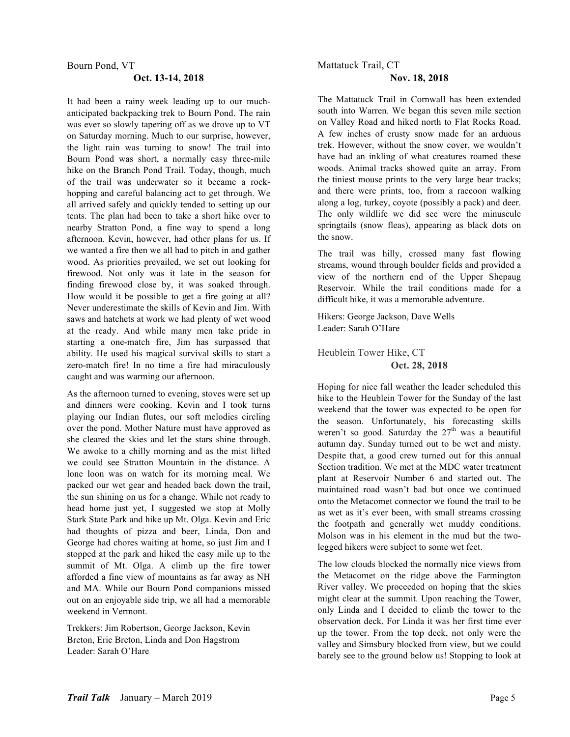## Bourn Pond, VT

**Oct. 13-14, 2018**

It had been a rainy week leading up to our much-anticipated backpacking trek to Bourn Pond. The rain was ever so slowly tapering off as we drove up to VT on Saturday morning. Much to our surprise, however, the light rain was turning to snow! The trail into Bourn Pond was short, a normally easy three-mile hike on the Branch Pond Trail. Today, though, much of the trail was underwater so it became a rock-hopping and careful balancing act to get through. We all arrived safely and quickly tended to setting up our tents. The plan had been to take a short hike over to nearby Stratton Pond, a fine way to spend a long afternoon. Kevin, however, had other plans for us. If we wanted a fire then we all had to pitch in and gather wood. As priorities prevailed, we set out looking for firewood. Not only was it late in the season for finding firewood close by, it was soaked through. How would it be possible to get a fire going at all? Never underestimate the skills of Kevin and Jim. With saws and hatchets at work we had plenty of wet wood at the ready. And while many men take pride in starting a one-match fire, Jim has surpassed that ability. He used his magical survival skills to start a zero-match fire! In no time a fire had miraculously caught and was warming our afternoon.

As the afternoon turned to evening, stoves were set up and dinners were cooking. Kevin and I took turns playing our Indian flutes, our soft melodies circling over the pond. Mother Nature must have approved as she cleared the skies and let the stars shine through. We awoke to a chilly morning and as the mist lifted we could see Stratton Mountain in the distance. A lone loon was on watch for its morning meal. We packed our wet gear and headed back down the trail, the sun shining on us for a change. While not ready to head home just yet, I suggested we stop at Molly Stark State Park and hike up Mt. Olga. Kevin and Eric had thoughts of pizza and beer, Linda, Don and George had chores waiting at home, so just Jim and I stopped at the park and hiked the easy mile up to the summit of Mt. Olga. A climb up the fire tower afforded a fine view of mountains as far away as NH and MA. While our Bourn Pond companions missed out on an enjoyable side trip, we all had a memorable weekend in Vermont.

Trekkers: Jim Robertson, George Jackson, Kevin Breton, Eric Breton, Linda and Don Hagstrom
Leader: Sarah O'Hare

## Mattatuck Trail, CT

**Nov. 18, 2018**

The Mattatuck Trail in Cornwall has been extended south into Warren. We began this seven mile section on Valley Road and hiked north to Flat Rocks Road. A few inches of crusty snow made for an arduous trek. However, without the snow cover, we wouldn't have had an inkling of what creatures roamed these woods. Animal tracks showed quite an array. From the tiniest mouse prints to the very large bear tracks; and there were prints, too, from a raccoon walking along a log, turkey, coyote (possibly a pack) and deer. The only wildlife we did see were the minuscule springtails (snow fleas), appearing as black dots on the snow.

The trail was hilly, crossed many fast flowing streams, wound through boulder fields and provided a view of the northern end of the Upper Shepaug Reservoir. While the trail conditions made for a difficult hike, it was a memorable adventure.

Hikers: George Jackson, Dave Wells
Leader: Sarah O'Hare

## Heublein Tower Hike, CT

**Oct. 28, 2018**

Hoping for nice fall weather the leader scheduled this hike to the Heublein Tower for the Sunday of the last weekend that the tower was expected to be open for the season. Unfortunately, his forecasting skills weren't so good. Saturday the 27th was a beautiful autumn day. Sunday turned out to be wet and misty. Despite that, a good crew turned out for this annual Section tradition. We met at the MDC water treatment plant at Reservoir Number 6 and started out. The maintained road wasn't bad but once we continued onto the Metacomet connector we found the trail to be as wet as it's ever been, with small streams crossing the footpath and generally wet muddy conditions. Molson was in his element in the mud but the two-legged hikers were subject to some wet feet.

The low clouds blocked the normally nice views from the Metacomet on the ridge above the Farmington River valley. We proceeded on hoping that the skies might clear at the summit. Upon reaching the Tower, only Linda and I decided to climb the tower to the observation deck. For Linda it was her first time ever up the tower. From the top deck, not only were the valley and Simsbury blocked from view, but we could barely see to the ground below us! Stopping to look at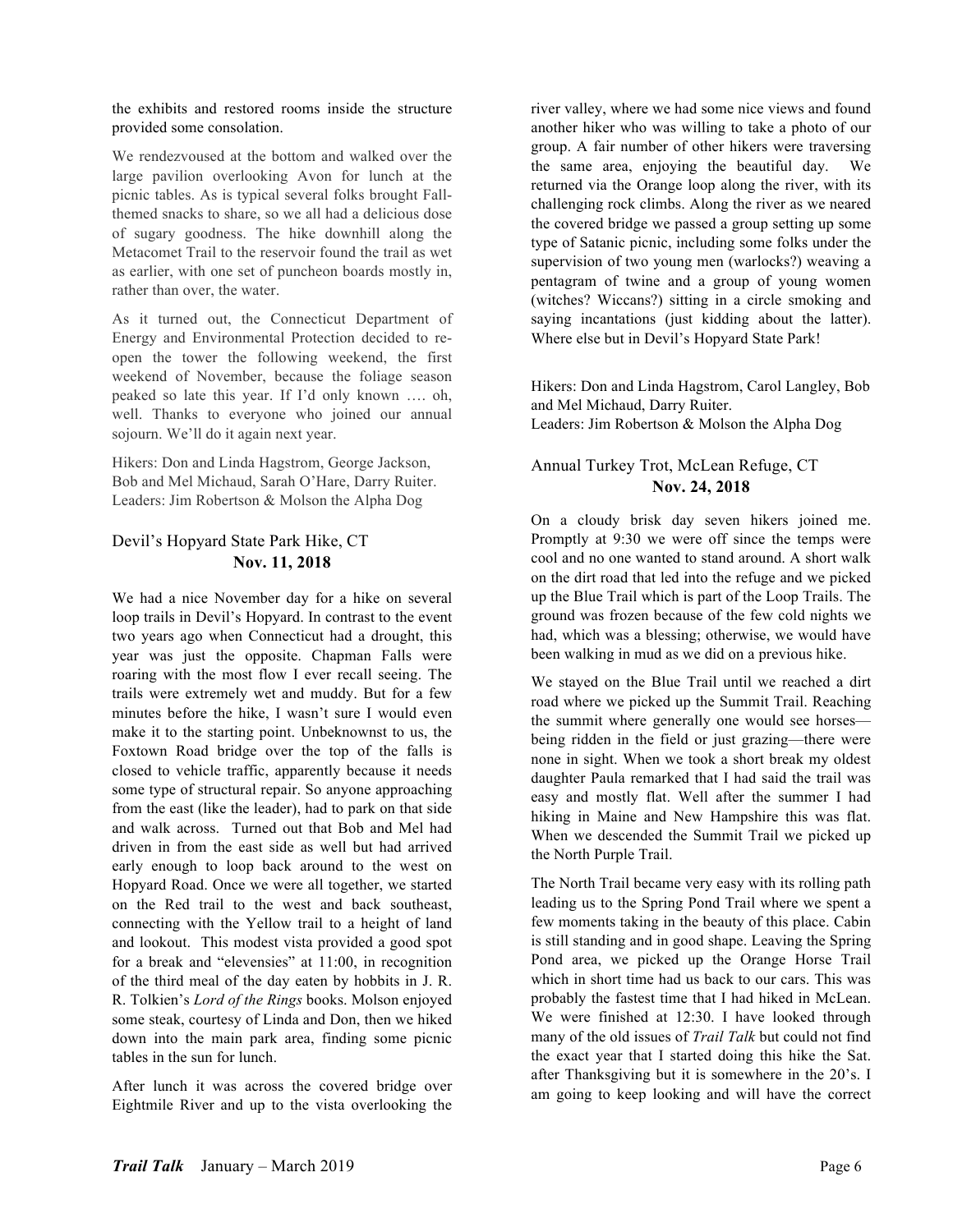the exhibits and restored rooms inside the structure provided some consolation.

We rendezvoused at the bottom and walked over the large pavilion overlooking Avon for lunch at the picnic tables. As is typical several folks brought Fall-themed snacks to share, so we all had a delicious dose of sugary goodness. The hike downhill along the Metacomet Trail to the reservoir found the trail as wet as earlier, with one set of puncheon boards mostly in, rather than over, the water.

As it turned out, the Connecticut Department of Energy and Environmental Protection decided to re-open the tower the following weekend, the first weekend of November, because the foliage season peaked so late this year. If I'd only known …. oh, well. Thanks to everyone who joined our annual sojourn. We'll do it again next year.

Hikers: Don and Linda Hagstrom, George Jackson, Bob and Mel Michaud, Sarah O'Hare, Darry Ruiter.
Leaders: Jim Robertson & Molson the Alpha Dog

## Devil's Hopyard State Park Hike, CT
**Nov. 11, 2018**

We had a nice November day for a hike on several loop trails in Devil's Hopyard. In contrast to the event two years ago when Connecticut had a drought, this year was just the opposite. Chapman Falls were roaring with the most flow I ever recall seeing. The trails were extremely wet and muddy. But for a few minutes before the hike, I wasn't sure I would even make it to the starting point. Unbeknownst to us, the Foxtown Road bridge over the top of the falls is closed to vehicle traffic, apparently because it needs some type of structural repair. So anyone approaching from the east (like the leader), had to park on that side and walk across. Turned out that Bob and Mel had driven in from the east side as well but had arrived early enough to loop back around to the west on Hopyard Road. Once we were all together, we started on the Red trail to the west and back southeast, connecting with the Yellow trail to a height of land and lookout. This modest vista provided a good spot for a break and "elevensies" at 11:00, in recognition of the third meal of the day eaten by hobbits in J. R. R. Tolkien's *Lord of the Rings* books. Molson enjoyed some steak, courtesy of Linda and Don, then we hiked down into the main park area, finding some picnic tables in the sun for lunch.

After lunch it was across the covered bridge over Eightmile River and up to the vista overlooking the river valley, where we had some nice views and found another hiker who was willing to take a photo of our group. A fair number of other hikers were traversing the same area, enjoying the beautiful day. We returned via the Orange loop along the river, with its challenging rock climbs. Along the river as we neared the covered bridge we passed a group setting up some type of Satanic picnic, including some folks under the supervision of two young men (warlocks?) weaving a pentagram of twine and a group of young women (witches? Wiccans?) sitting in a circle smoking and saying incantations (just kidding about the latter). Where else but in Devil's Hopyard State Park!

Hikers: Don and Linda Hagstrom, Carol Langley, Bob and Mel Michaud, Darry Ruiter.
Leaders: Jim Robertson & Molson the Alpha Dog

## Annual Turkey Trot, McLean Refuge, CT
**Nov. 24, 2018**

On a cloudy brisk day seven hikers joined me. Promptly at 9:30 we were off since the temps were cool and no one wanted to stand around. A short walk on the dirt road that led into the refuge and we picked up the Blue Trail which is part of the Loop Trails. The ground was frozen because of the few cold nights we had, which was a blessing; otherwise, we would have been walking in mud as we did on a previous hike.

We stayed on the Blue Trail until we reached a dirt road where we picked up the Summit Trail. Reaching the summit where generally one would see horses—being ridden in the field or just grazing—there were none in sight. When we took a short break my oldest daughter Paula remarked that I had said the trail was easy and mostly flat. Well after the summer I had hiking in Maine and New Hampshire this was flat. When we descended the Summit Trail we picked up the North Purple Trail.

The North Trail became very easy with its rolling path leading us to the Spring Pond Trail where we spent a few moments taking in the beauty of this place. Cabin is still standing and in good shape. Leaving the Spring Pond area, we picked up the Orange Horse Trail which in short time had us back to our cars. This was probably the fastest time that I had hiked in McLean. We were finished at 12:30. I have looked through many of the old issues of *Trail Talk* but could not find the exact year that I started doing this hike the Sat. after Thanksgiving but it is somewhere in the 20's. I am going to keep looking and will have the correct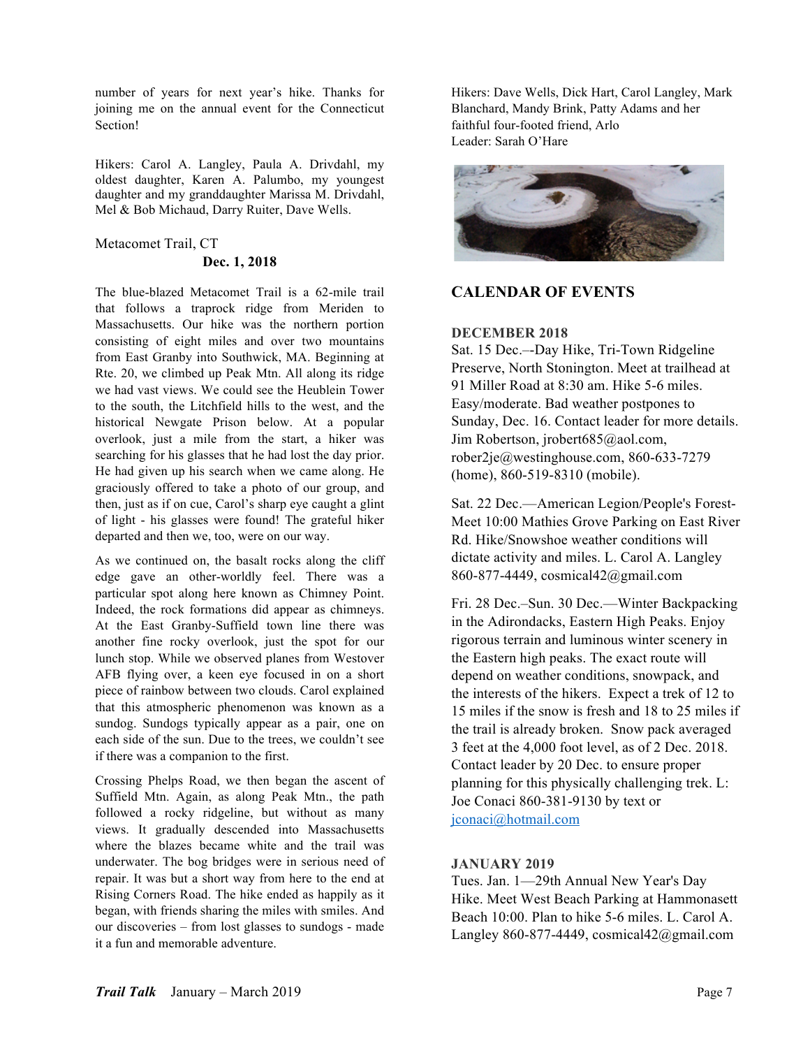number of years for next year's hike. Thanks for joining me on the annual event for the Connecticut Section!

Hikers: Carol A. Langley, Paula A. Drivdahl, my oldest daughter, Karen A. Palumbo, my youngest daughter and my granddaughter Marissa M. Drivdahl, Mel & Bob Michaud, Darry Ruiter, Dave Wells.

### Metacomet Trail, CT

**Dec. 1, 2018**

The blue-blazed Metacomet Trail is a 62-mile trail that follows a traprock ridge from Meriden to Massachusetts. Our hike was the northern portion consisting of eight miles and over two mountains from East Granby into Southwick, MA. Beginning at Rte. 20, we climbed up Peak Mtn. All along its ridge we had vast views. We could see the Heublein Tower to the south, the Litchfield hills to the west, and the historical Newgate Prison below. At a popular overlook, just a mile from the start, a hiker was searching for his glasses that he had lost the day prior. He had given up his search when we came along. He graciously offered to take a photo of our group, and then, just as if on cue, Carol's sharp eye caught a glint of light - his glasses were found! The grateful hiker departed and then we, too, were on our way.

As we continued on, the basalt rocks along the cliff edge gave an other-worldly feel. There was a particular spot along here known as Chimney Point. Indeed, the rock formations did appear as chimneys. At the East Granby-Suffield town line there was another fine rocky overlook, just the spot for our lunch stop. While we observed planes from Westover AFB flying over, a keen eye focused in on a short piece of rainbow between two clouds. Carol explained that this atmospheric phenomenon was known as a sundog. Sundogs typically appear as a pair, one on each side of the sun. Due to the trees, we couldn't see if there was a companion to the first.

Crossing Phelps Road, we then began the ascent of Suffield Mtn. Again, as along Peak Mtn., the path followed a rocky ridgeline, but without as many views. It gradually descended into Massachusetts where the blazes became white and the trail was underwater. The bog bridges were in serious need of repair. It was but a short way from here to the end at Rising Corners Road. The hike ended as happily as it began, with friends sharing the miles with smiles. And our discoveries – from lost glasses to sundogs - made it a fun and memorable adventure.

Hikers: Dave Wells, Dick Hart, Carol Langley, Mark Blanchard, Mandy Brink, Patty Adams and her faithful four-footed friend, Arlo
Leader: Sarah O'Hare

## CALENDAR OF EVENTS

**DECEMBER 2018**

Sat. 15 Dec.–-Day Hike, Tri-Town Ridgeline Preserve, North Stonington. Meet at trailhead at 91 Miller Road at 8:30 am. Hike 5-6 miles. Easy/moderate. Bad weather postpones to Sunday, Dec. 16. Contact leader for more details. Jim Robertson, jrobert685@aol.com, rober2je@westinghouse.com, 860-633-7279 (home), 860-519-8310 (mobile).

Sat. 22 Dec.—American Legion/People's Forest-Meet 10:00 Mathies Grove Parking on East River Rd. Hike/Snowshoe weather conditions will dictate activity and miles. L. Carol A. Langley 860-877-4449, cosmical42@gmail.com

Fri. 28 Dec.–Sun. 30 Dec.—Winter Backpacking in the Adirondacks, Eastern High Peaks. Enjoy rigorous terrain and luminous winter scenery in the Eastern high peaks. The exact route will depend on weather conditions, snowpack, and the interests of the hikers. Expect a trek of 12 to 15 miles if the snow is fresh and 18 to 25 miles if the trail is already broken. Snow pack averaged 3 feet at the 4,000 foot level, as of 2 Dec. 2018. Contact leader by 20 Dec. to ensure proper planning for this physically challenging trek. L: Joe Conaci 860-381-9130 by text or jconaci@hotmail.com

**JANUARY 2019**

Tues. Jan. 1—29th Annual New Year's Day Hike. Meet West Beach Parking at Hammonasett Beach 10:00. Plan to hike 5-6 miles. L. Carol A. Langley 860-877-4449, cosmical42@gmail.com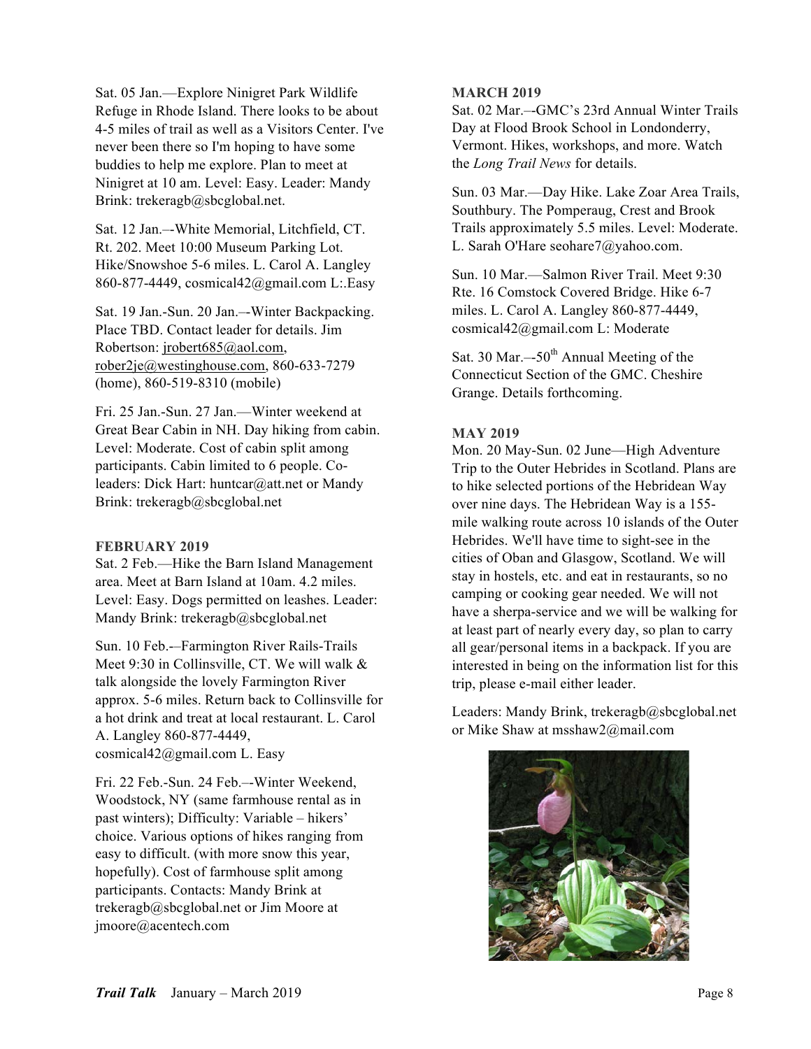Sat. 05 Jan.—Explore Ninigret Park Wildlife Refuge in Rhode Island. There looks to be about 4-5 miles of trail as well as a Visitors Center. I've never been there so I'm hoping to have some buddies to help me explore. Plan to meet at Ninigret at 10 am. Level: Easy. Leader: Mandy Brink: trekeragb@sbcglobal.net.

Sat. 12 Jan.–-White Memorial, Litchfield, CT. Rt. 202. Meet 10:00 Museum Parking Lot. Hike/Snowshoe 5-6 miles. L. Carol A. Langley 860-877-4449, cosmical42@gmail.com L:.Easy

Sat. 19 Jan.-Sun. 20 Jan.–-Winter Backpacking. Place TBD. Contact leader for details. Jim Robertson: jrobert685@aol.com, rober2je@westinghouse.com, 860-633-7279 (home), 860-519-8310 (mobile)

Fri. 25 Jan.-Sun. 27 Jan.—Winter weekend at Great Bear Cabin in NH. Day hiking from cabin. Level: Moderate. Cost of cabin split among participants. Cabin limited to 6 people. Co-leaders: Dick Hart: huntcar@att.net or Mandy Brink: trekeragb@sbcglobal.net

**FEBRUARY 2019**

Sat. 2 Feb.—Hike the Barn Island Management area. Meet at Barn Island at 10am. 4.2 miles. Level: Easy. Dogs permitted on leashes. Leader: Mandy Brink: trekeragb@sbcglobal.net

Sun. 10 Feb.–-Farmington River Rails-Trails Meet 9:30 in Collinsville, CT. We will walk & talk alongside the lovely Farmington River approx. 5-6 miles. Return back to Collinsville for a hot drink and treat at local restaurant. L. Carol A. Langley 860-877-4449, cosmical42@gmail.com L. Easy

Fri. 22 Feb.-Sun. 24 Feb.–-Winter Weekend, Woodstock, NY (same farmhouse rental as in past winters); Difficulty: Variable – hikers' choice. Various options of hikes ranging from easy to difficult. (with more snow this year, hopefully). Cost of farmhouse split among participants. Contacts: Mandy Brink at trekeragb@sbcglobal.net or Jim Moore at jmoore@acentech.com

**MARCH 2019**

Sat. 02 Mar.–-GMC's 23rd Annual Winter Trails Day at Flood Brook School in Londonderry, Vermont. Hikes, workshops, and more. Watch the *Long Trail News* for details.

Sun. 03 Mar.—Day Hike. Lake Zoar Area Trails, Southbury. The Pomperaug, Crest and Brook Trails approximately 5.5 miles. Level: Moderate. L. Sarah O'Hare seohare7@yahoo.com.

Sun. 10 Mar.—Salmon River Trail. Meet 9:30 Rte. 16 Comstock Covered Bridge. Hike 6-7 miles. L. Carol A. Langley 860-877-4449, cosmical42@gmail.com L: Moderate

Sat. 30 Mar.–-50th Annual Meeting of the Connecticut Section of the GMC. Cheshire Grange. Details forthcoming.

**MAY 2019**

Mon. 20 May-Sun. 02 June—High Adventure Trip to the Outer Hebrides in Scotland. Plans are to hike selected portions of the Hebridean Way over nine days. The Hebridean Way is a 155-mile walking route across 10 islands of the Outer Hebrides. We'll have time to sight-see in the cities of Oban and Glasgow, Scotland. We will stay in hostels, etc. and eat in restaurants, so no camping or cooking gear needed. We will not have a sherpa-service and we will be walking for at least part of nearly every day, so plan to carry all gear/personal items in a backpack. If you are interested in being on the information list for this trip, please e-mail either leader.

Leaders: Mandy Brink, trekeragb@sbcglobal.net or Mike Shaw at msshaw2@mail.com